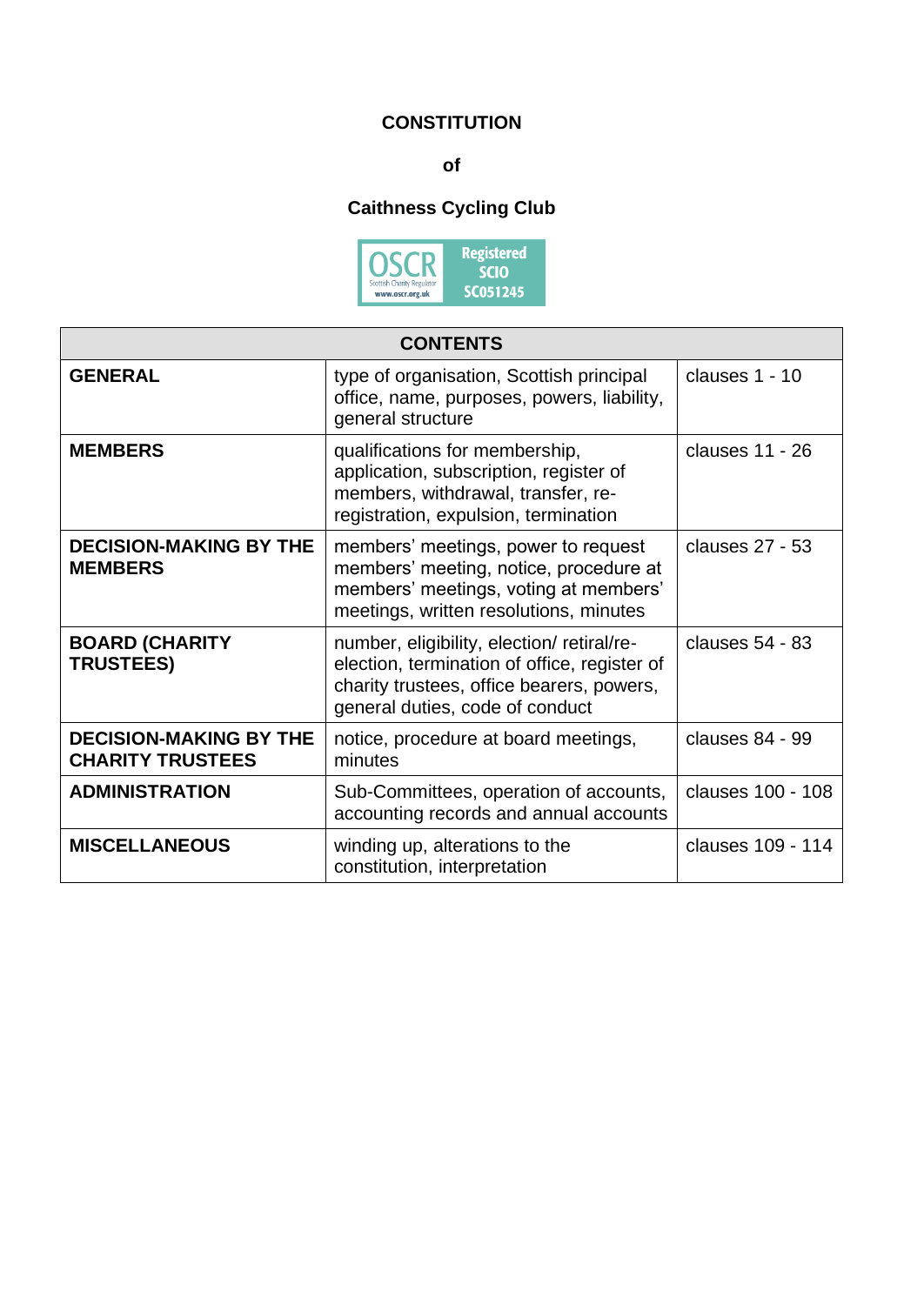**CONSTITUTION**

**of**

**Caithness Cycling Club**

OSCR Scottish Charity Regulator www.oscr.org.uk Registered SCIO SC051245

| CONTENTS | | |
|---|---|---|
| **GENERAL** | type of organisation, Scottish principal office, name, purposes, powers, liability, general structure | clauses 1 - 10 |
| **MEMBERS** | qualifications for membership, application, subscription, register of members, withdrawal, transfer, re-registration, expulsion, termination | clauses 11 - 26 |
| **DECISION-MAKING BY THE MEMBERS** | members' meetings, power to request members' meeting, notice, procedure at members' meetings, voting at members' meetings, written resolutions, minutes | clauses 27 - 53 |
| **BOARD (CHARITY TRUSTEES)** | number, eligibility, election/ retiral/re-election, termination of office, register of charity trustees, office bearers, powers, general duties, code of conduct | clauses 54 - 83 |
| **DECISION-MAKING BY THE CHARITY TRUSTEES** | notice, procedure at board meetings, minutes | clauses 84 - 99 |
| **ADMINISTRATION** | Sub-Committees, operation of accounts, accounting records and annual accounts | clauses 100 - 108 |
| **MISCELLANEOUS** | winding up, alterations to the constitution, interpretation | clauses 109 - 114 |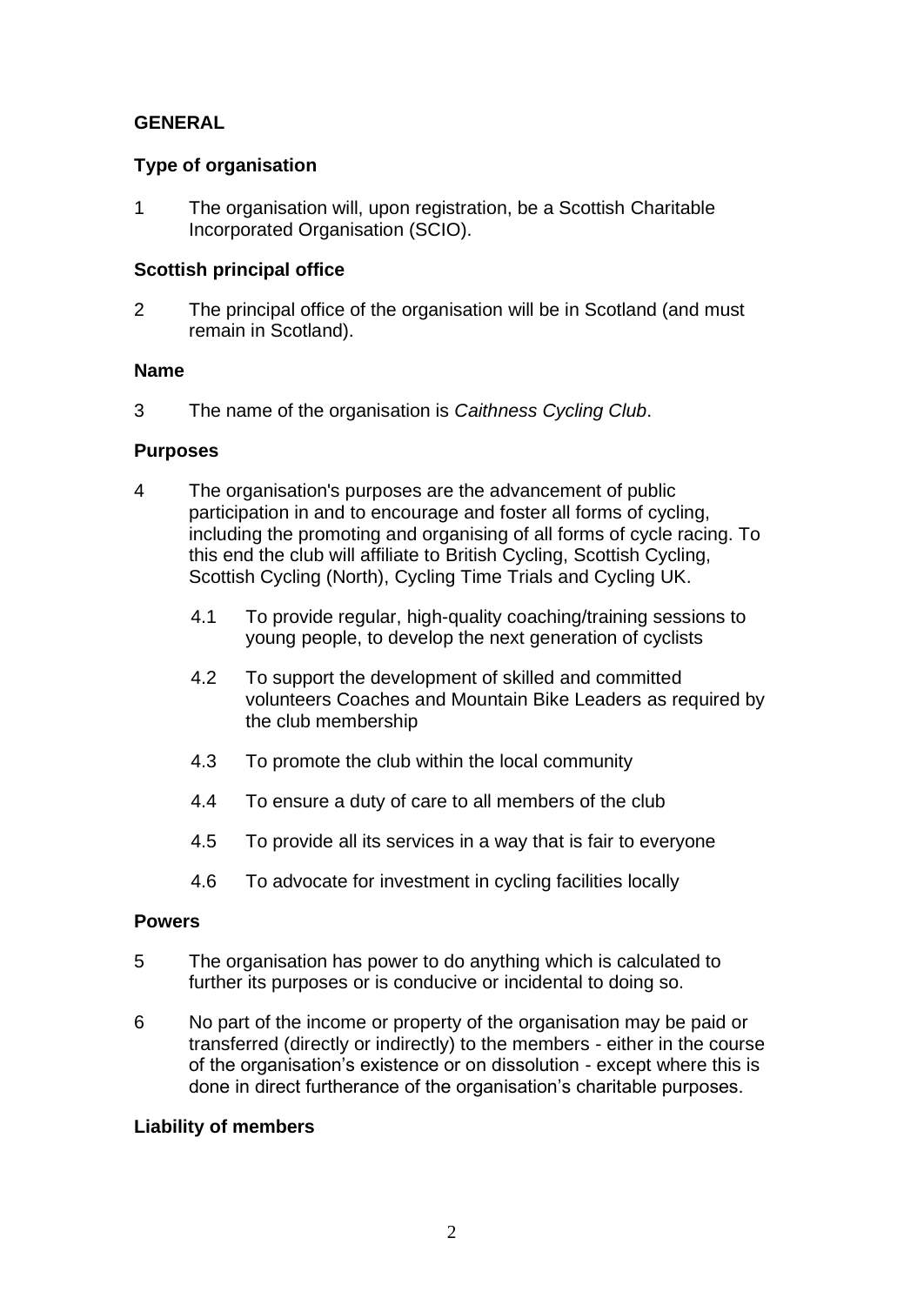## GENERAL

### Type of organisation

1 The organisation will, upon registration, be a Scottish Charitable Incorporated Organisation (SCIO).

### Scottish principal office

2 The principal office of the organisation will be in Scotland (and must remain in Scotland).

### Name

3 The name of the organisation is *Caithness Cycling Club*.

### Purposes

4 The organisation's purposes are the advancement of public participation in and to encourage and foster all forms of cycling, including the promoting and organising of all forms of cycle racing. To this end the club will affiliate to British Cycling, Scottish Cycling, Scottish Cycling (North), Cycling Time Trials and Cycling UK.

4.1 To provide regular, high-quality coaching/training sessions to young people, to develop the next generation of cyclists

4.2 To support the development of skilled and committed volunteers Coaches and Mountain Bike Leaders as required by the club membership

4.3 To promote the club within the local community

4.4 To ensure a duty of care to all members of the club

4.5 To provide all its services in a way that is fair to everyone

4.6 To advocate for investment in cycling facilities locally

### Powers

5 The organisation has power to do anything which is calculated to further its purposes or is conducive or incidental to doing so.

6 No part of the income or property of the organisation may be paid or transferred (directly or indirectly) to the members - either in the course of the organisation's existence or on dissolution - except where this is done in direct furtherance of the organisation's charitable purposes.

### Liability of members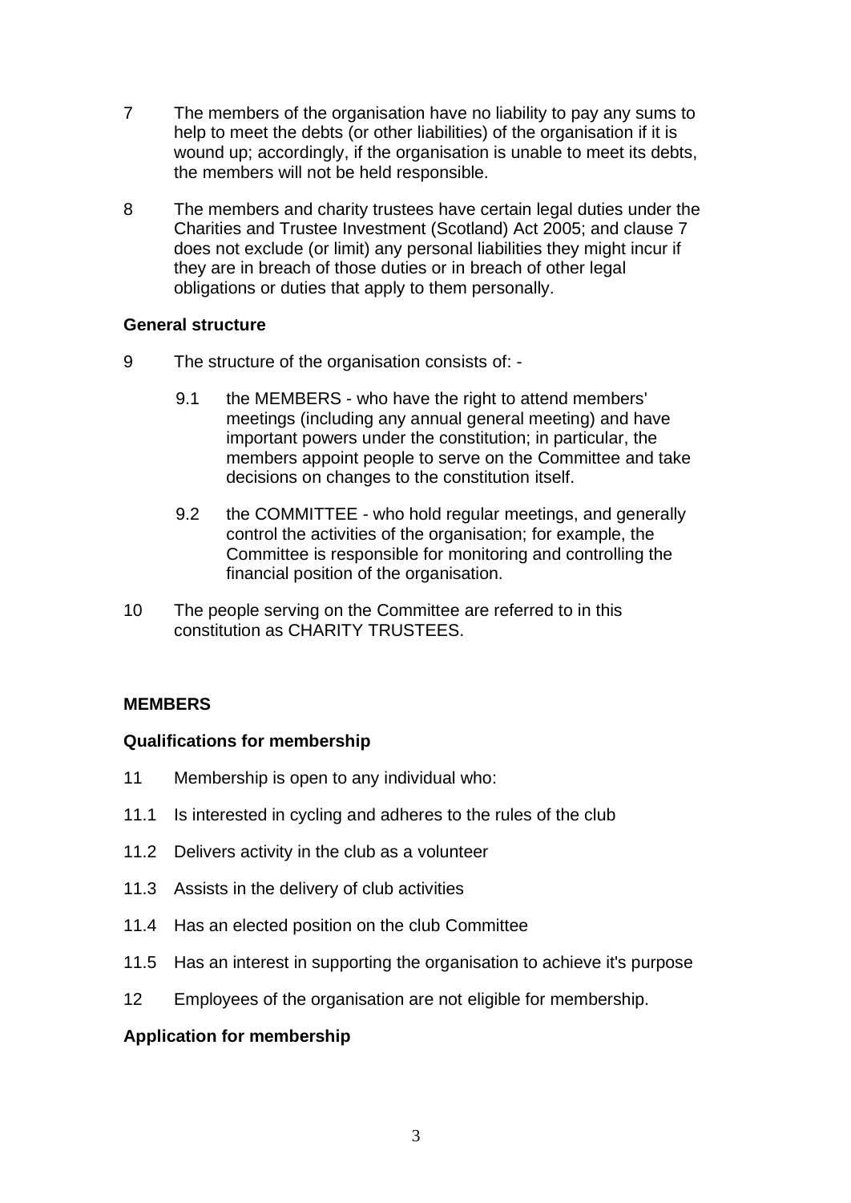7 The members of the organisation have no liability to pay any sums to help to meet the debts (or other liabilities) of the organisation if it is wound up; accordingly, if the organisation is unable to meet its debts, the members will not be held responsible.

8 The members and charity trustees have certain legal duties under the Charities and Trustee Investment (Scotland) Act 2005; and clause 7 does not exclude (or limit) any personal liabilities they might incur if they are in breach of those duties or in breach of other legal obligations or duties that apply to them personally.

**General structure**

9 The structure of the organisation consists of: -

9.1 the MEMBERS - who have the right to attend members' meetings (including any annual general meeting) and have important powers under the constitution; in particular, the members appoint people to serve on the Committee and take decisions on changes to the constitution itself.

9.2 the COMMITTEE - who hold regular meetings, and generally control the activities of the organisation; for example, the Committee is responsible for monitoring and controlling the financial position of the organisation.

10 The people serving on the Committee are referred to in this constitution as CHARITY TRUSTEES.

**MEMBERS**

**Qualifications for membership**

11 Membership is open to any individual who:

11.1 Is interested in cycling and adheres to the rules of the club

11.2 Delivers activity in the club as a volunteer

11.3 Assists in the delivery of club activities

11.4 Has an elected position on the club Committee

11.5 Has an interest in supporting the organisation to achieve it's purpose

12 Employees of the organisation are not eligible for membership.

**Application for membership**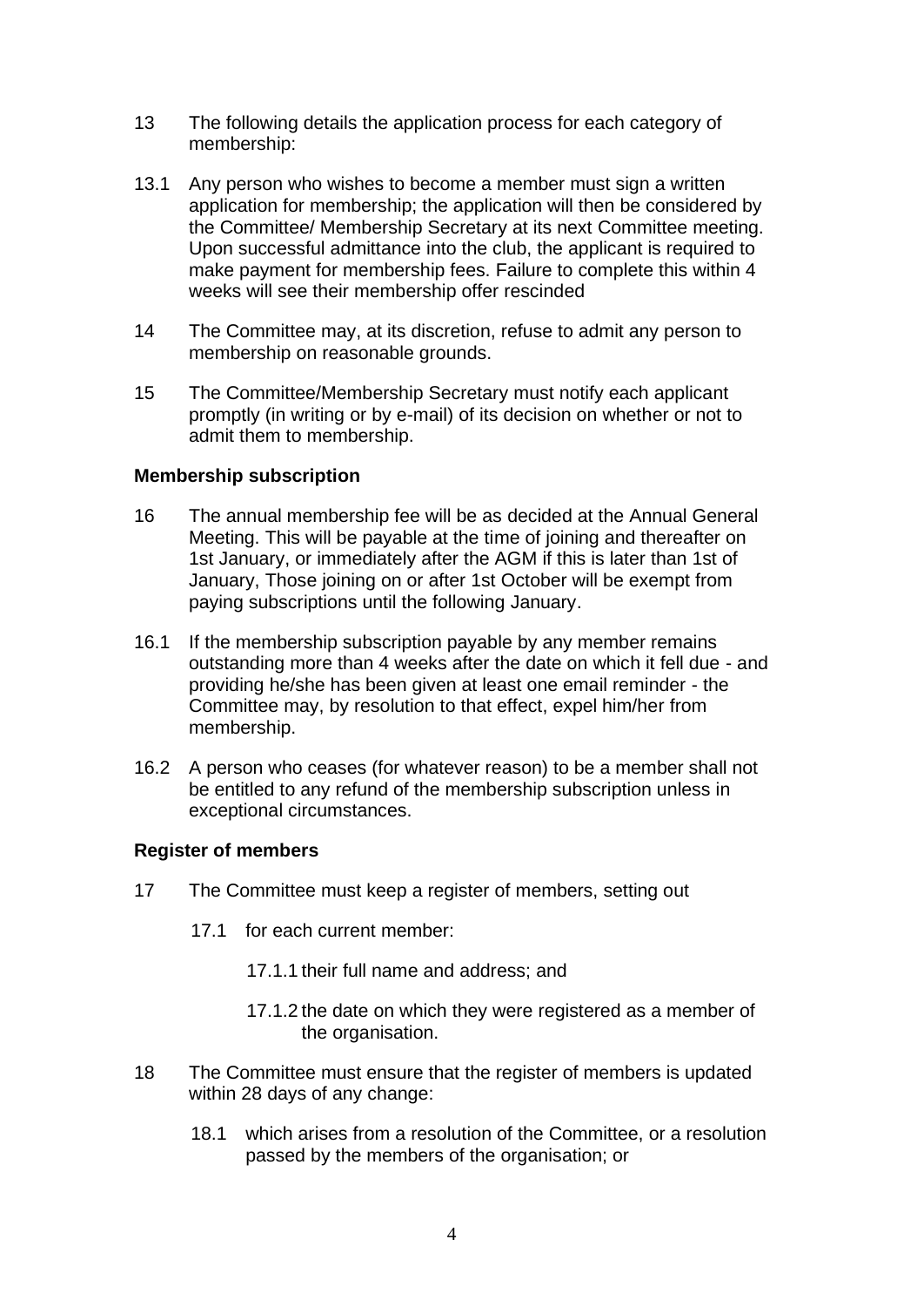13 The following details the application process for each category of membership:

13.1 Any person who wishes to become a member must sign a written application for membership; the application will then be considered by the Committee/ Membership Secretary at its next Committee meeting. Upon successful admittance into the club, the applicant is required to make payment for membership fees. Failure to complete this within 4 weeks will see their membership offer rescinded

14 The Committee may, at its discretion, refuse to admit any person to membership on reasonable grounds.

15 The Committee/Membership Secretary must notify each applicant promptly (in writing or by e-mail) of its decision on whether or not to admit them to membership.

**Membership subscription**

16 The annual membership fee will be as decided at the Annual General Meeting. This will be payable at the time of joining and thereafter on 1st January, or immediately after the AGM if this is later than 1st of January, Those joining on or after 1st October will be exempt from paying subscriptions until the following January.

16.1 If the membership subscription payable by any member remains outstanding more than 4 weeks after the date on which it fell due - and providing he/she has been given at least one email reminder - the Committee may, by resolution to that effect, expel him/her from membership.

16.2 A person who ceases (for whatever reason) to be a member shall not be entitled to any refund of the membership subscription unless in exceptional circumstances.

**Register of members**

17 The Committee must keep a register of members, setting out

17.1 for each current member:

17.1.1 their full name and address; and

17.1.2 the date on which they were registered as a member of the organisation.

18 The Committee must ensure that the register of members is updated within 28 days of any change:

18.1 which arises from a resolution of the Committee, or a resolution passed by the members of the organisation; or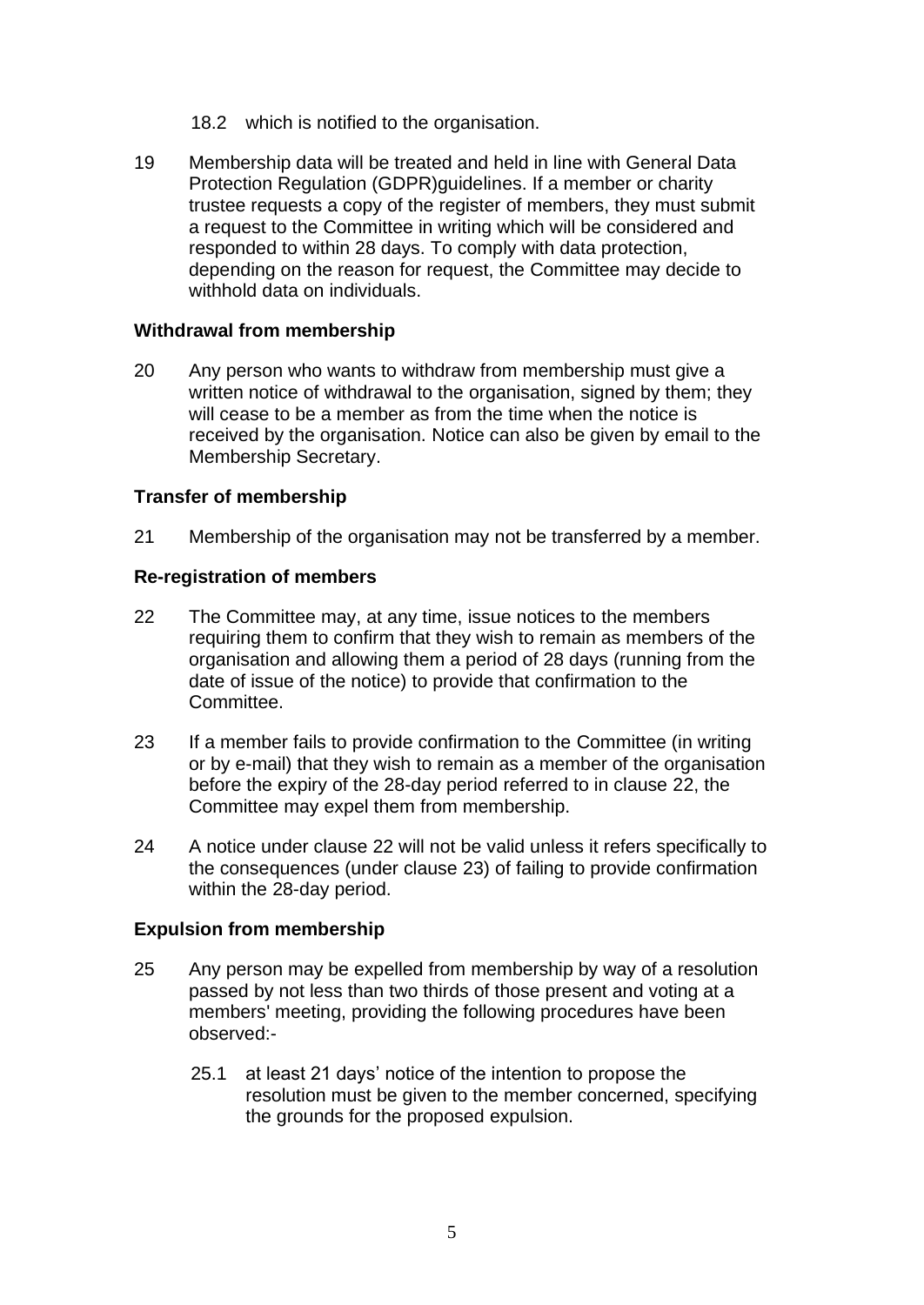18.2 which is notified to the organisation.

19 Membership data will be treated and held in line with General Data Protection Regulation (GDPR)guidelines. If a member or charity trustee requests a copy of the register of members, they must submit a request to the Committee in writing which will be considered and responded to within 28 days. To comply with data protection, depending on the reason for request, the Committee may decide to withhold data on individuals.

**Withdrawal from membership**

20 Any person who wants to withdraw from membership must give a written notice of withdrawal to the organisation, signed by them; they will cease to be a member as from the time when the notice is received by the organisation. Notice can also be given by email to the Membership Secretary.

**Transfer of membership**

21 Membership of the organisation may not be transferred by a member.

**Re-registration of members**

22 The Committee may, at any time, issue notices to the members requiring them to confirm that they wish to remain as members of the organisation and allowing them a period of 28 days (running from the date of issue of the notice) to provide that confirmation to the Committee.

23 If a member fails to provide confirmation to the Committee (in writing or by e-mail) that they wish to remain as a member of the organisation before the expiry of the 28-day period referred to in clause 22, the Committee may expel them from membership.

24 A notice under clause 22 will not be valid unless it refers specifically to the consequences (under clause 23) of failing to provide confirmation within the 28-day period.

**Expulsion from membership**

25 Any person may be expelled from membership by way of a resolution passed by not less than two thirds of those present and voting at a members' meeting, providing the following procedures have been observed:-

25.1 at least 21 days' notice of the intention to propose the resolution must be given to the member concerned, specifying the grounds for the proposed expulsion.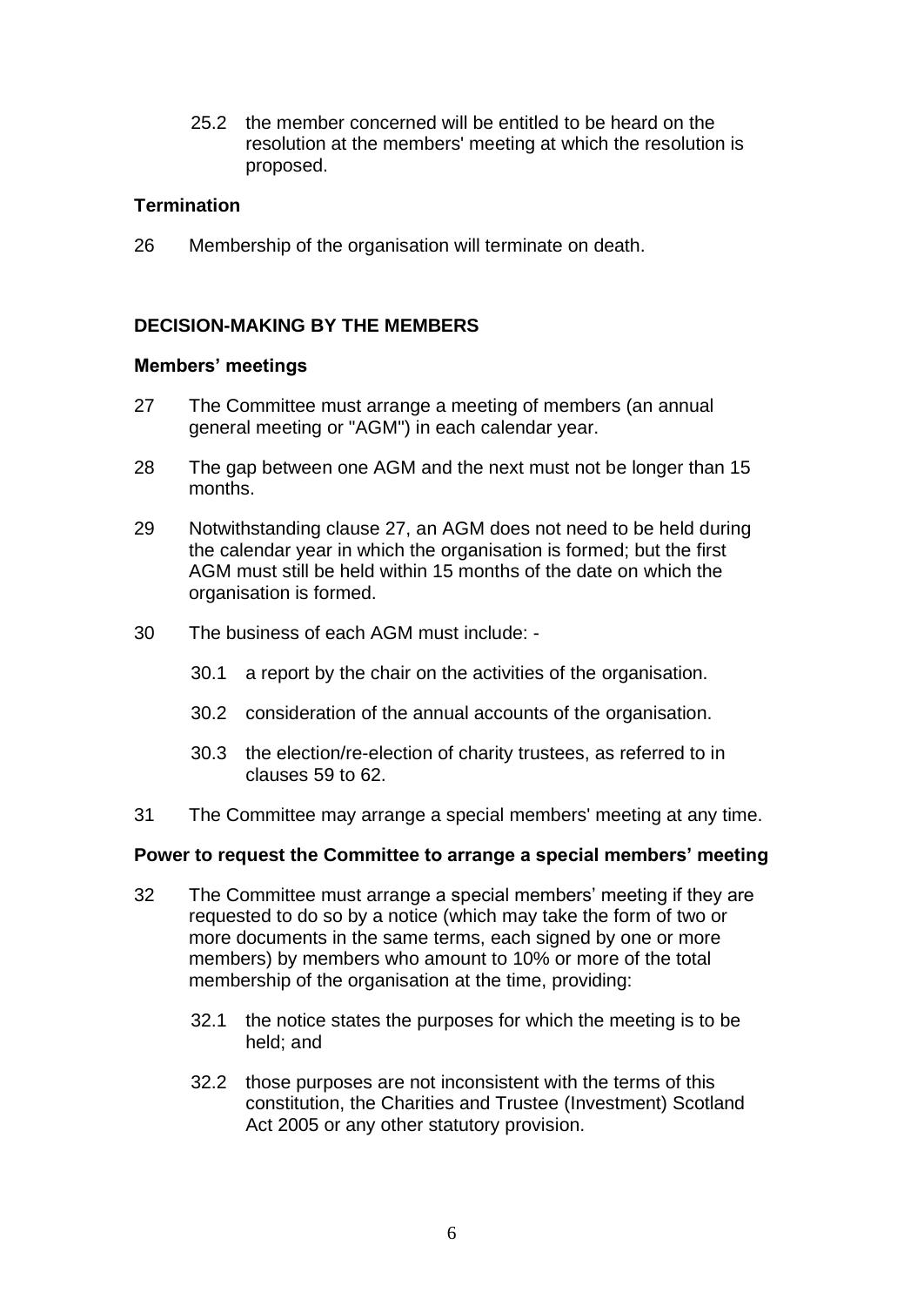25.2 the member concerned will be entitled to be heard on the resolution at the members' meeting at which the resolution is proposed.

**Termination**

26 Membership of the organisation will terminate on death.

## DECISION-MAKING BY THE MEMBERS

**Members' meetings**

27 The Committee must arrange a meeting of members (an annual general meeting or "AGM") in each calendar year.

28 The gap between one AGM and the next must not be longer than 15 months.

29 Notwithstanding clause 27, an AGM does not need to be held during the calendar year in which the organisation is formed; but the first AGM must still be held within 15 months of the date on which the organisation is formed.

30 The business of each AGM must include: -

30.1 a report by the chair on the activities of the organisation.

30.2 consideration of the annual accounts of the organisation.

30.3 the election/re-election of charity trustees, as referred to in clauses 59 to 62.

31 The Committee may arrange a special members' meeting at any time.

**Power to request the Committee to arrange a special members' meeting**

32 The Committee must arrange a special members' meeting if they are requested to do so by a notice (which may take the form of two or more documents in the same terms, each signed by one or more members) by members who amount to 10% or more of the total membership of the organisation at the time, providing:

32.1 the notice states the purposes for which the meeting is to be held; and

32.2 those purposes are not inconsistent with the terms of this constitution, the Charities and Trustee (Investment) Scotland Act 2005 or any other statutory provision.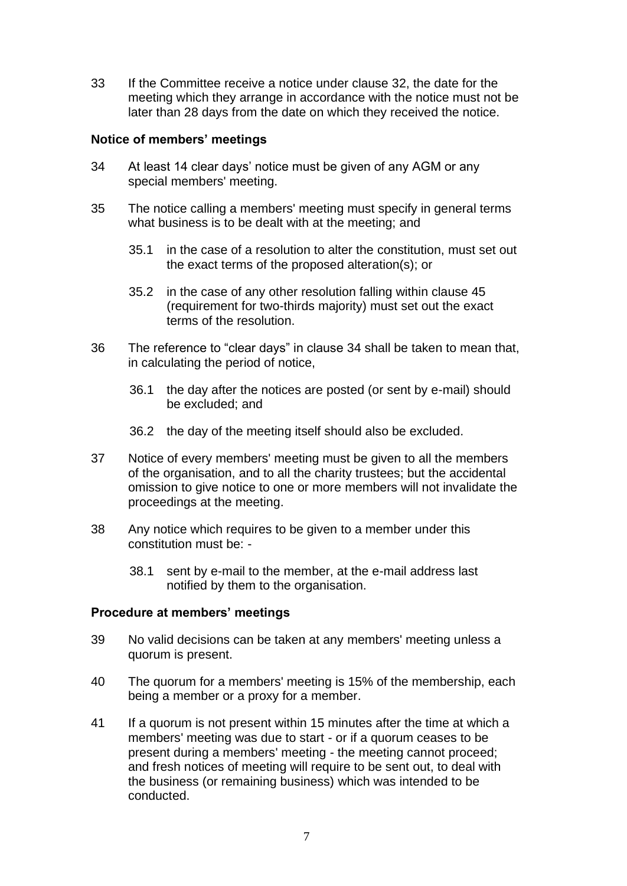33 If the Committee receive a notice under clause 32, the date for the meeting which they arrange in accordance with the notice must not be later than 28 days from the date on which they received the notice.

### Notice of members' meetings

34 At least 14 clear days' notice must be given of any AGM or any special members' meeting.

35 The notice calling a members' meeting must specify in general terms what business is to be dealt with at the meeting; and

- 35.1 in the case of a resolution to alter the constitution, must set out the exact terms of the proposed alteration(s); or
- 35.2 in the case of any other resolution falling within clause 45 (requirement for two-thirds majority) must set out the exact terms of the resolution.

36 The reference to "clear days" in clause 34 shall be taken to mean that, in calculating the period of notice,

- 36.1 the day after the notices are posted (or sent by e-mail) should be excluded; and
- 36.2 the day of the meeting itself should also be excluded.

37 Notice of every members' meeting must be given to all the members of the organisation, and to all the charity trustees; but the accidental omission to give notice to one or more members will not invalidate the proceedings at the meeting.

38 Any notice which requires to be given to a member under this constitution must be: -

- 38.1 sent by e-mail to the member, at the e-mail address last notified by them to the organisation.

### Procedure at members' meetings

39 No valid decisions can be taken at any members' meeting unless a quorum is present.

40 The quorum for a members' meeting is 15% of the membership, each being a member or a proxy for a member.

41 If a quorum is not present within 15 minutes after the time at which a members' meeting was due to start - or if a quorum ceases to be present during a members' meeting - the meeting cannot proceed; and fresh notices of meeting will require to be sent out, to deal with the business (or remaining business) which was intended to be conducted.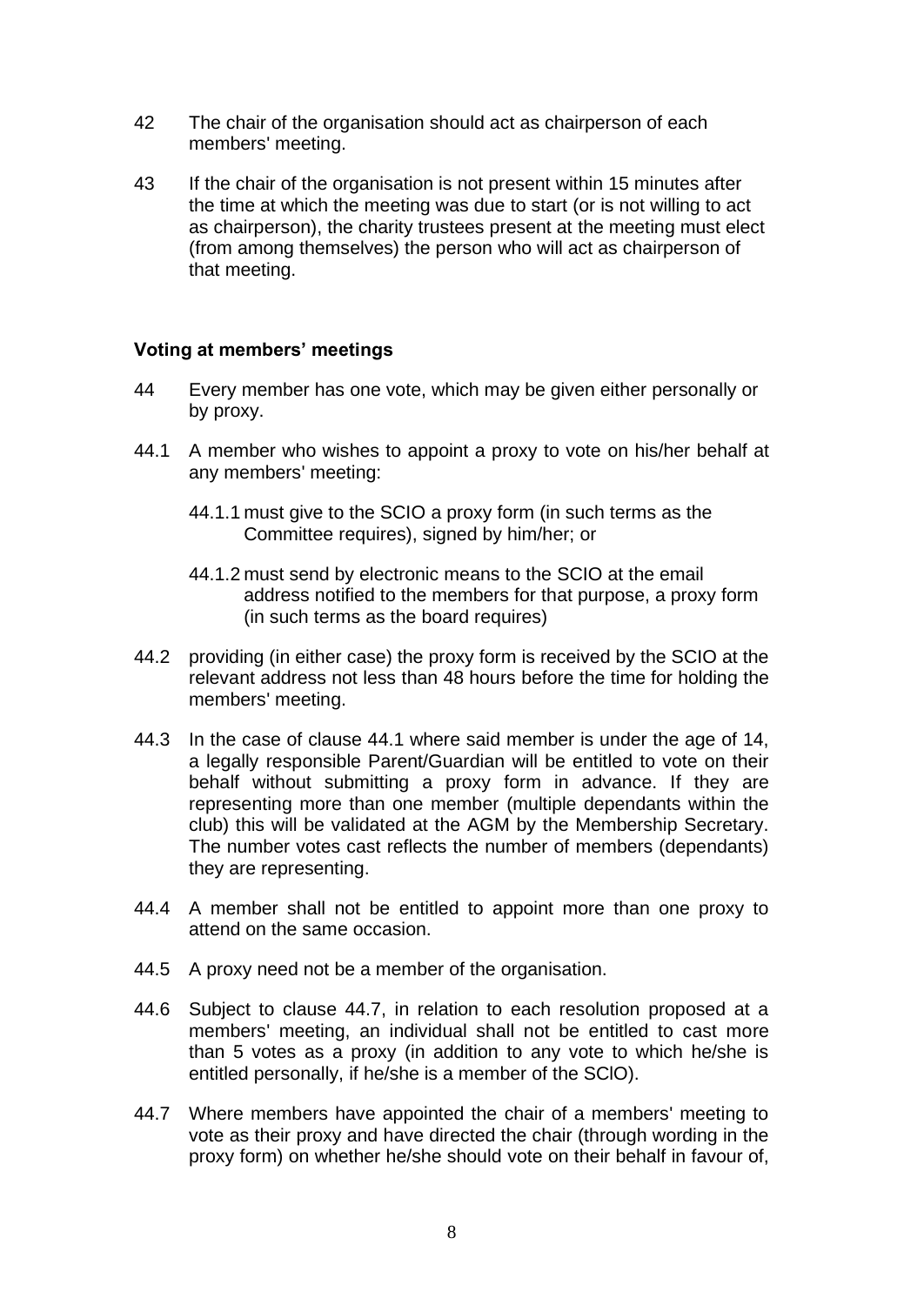42 The chair of the organisation should act as chairperson of each members' meeting.

43 If the chair of the organisation is not present within 15 minutes after the time at which the meeting was due to start (or is not willing to act as chairperson), the charity trustees present at the meeting must elect (from among themselves) the person who will act as chairperson of that meeting.

**Voting at members' meetings**

44 Every member has one vote, which may be given either personally or by proxy.

44.1 A member who wishes to appoint a proxy to vote on his/her behalf at any members' meeting:

44.1.1 must give to the SCIO a proxy form (in such terms as the Committee requires), signed by him/her; or

44.1.2 must send by electronic means to the SCIO at the email address notified to the members for that purpose, a proxy form (in such terms as the board requires)

44.2 providing (in either case) the proxy form is received by the SCIO at the relevant address not less than 48 hours before the time for holding the members' meeting.

44.3 In the case of clause 44.1 where said member is under the age of 14, a legally responsible Parent/Guardian will be entitled to vote on their behalf without submitting a proxy form in advance. If they are representing more than one member (multiple dependants within the club) this will be validated at the AGM by the Membership Secretary. The number votes cast reflects the number of members (dependants) they are representing.

44.4 A member shall not be entitled to appoint more than one proxy to attend on the same occasion.

44.5 A proxy need not be a member of the organisation.

44.6 Subject to clause 44.7, in relation to each resolution proposed at a members' meeting, an individual shall not be entitled to cast more than 5 votes as a proxy (in addition to any vote to which he/she is entitled personally, if he/she is a member of the SCIO).

44.7 Where members have appointed the chair of a members' meeting to vote as their proxy and have directed the chair (through wording in the proxy form) on whether he/she should vote on their behalf in favour of,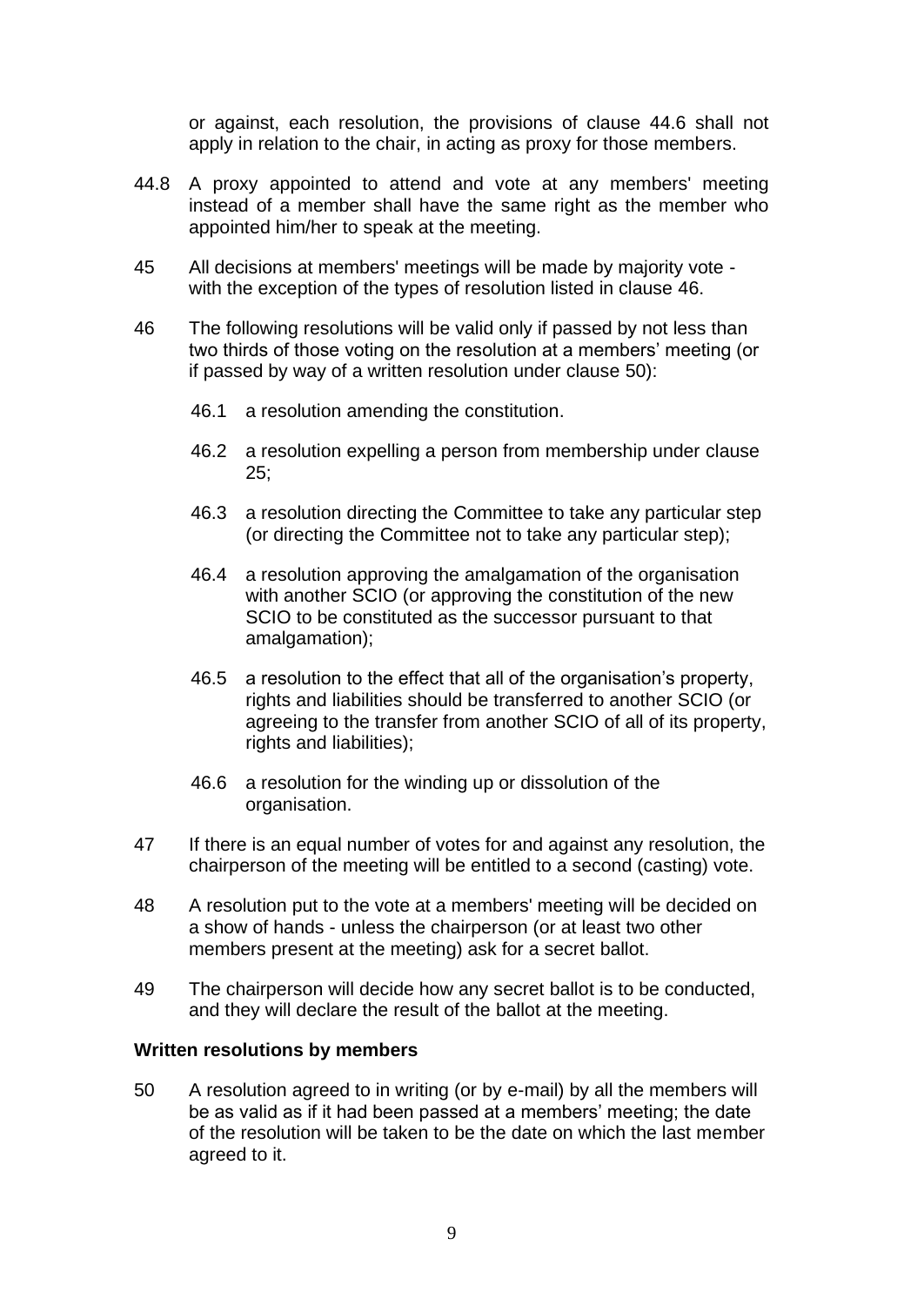or against, each resolution, the provisions of clause 44.6 shall not apply in relation to the chair, in acting as proxy for those members.

44.8 A proxy appointed to attend and vote at any members' meeting instead of a member shall have the same right as the member who appointed him/her to speak at the meeting.

45 All decisions at members' meetings will be made by majority vote - with the exception of the types of resolution listed in clause 46.

46 The following resolutions will be valid only if passed by not less than two thirds of those voting on the resolution at a members' meeting (or if passed by way of a written resolution under clause 50):

46.1 a resolution amending the constitution.

46.2 a resolution expelling a person from membership under clause 25;

46.3 a resolution directing the Committee to take any particular step (or directing the Committee not to take any particular step);

46.4 a resolution approving the amalgamation of the organisation with another SCIO (or approving the constitution of the new SCIO to be constituted as the successor pursuant to that amalgamation);

46.5 a resolution to the effect that all of the organisation's property, rights and liabilities should be transferred to another SCIO (or agreeing to the transfer from another SCIO of all of its property, rights and liabilities);

46.6 a resolution for the winding up or dissolution of the organisation.

47 If there is an equal number of votes for and against any resolution, the chairperson of the meeting will be entitled to a second (casting) vote.

48 A resolution put to the vote at a members' meeting will be decided on a show of hands - unless the chairperson (or at least two other members present at the meeting) ask for a secret ballot.

49 The chairperson will decide how any secret ballot is to be conducted, and they will declare the result of the ballot at the meeting.

**Written resolutions by members**

50 A resolution agreed to in writing (or by e-mail) by all the members will be as valid as if it had been passed at a members' meeting; the date of the resolution will be taken to be the date on which the last member agreed to it.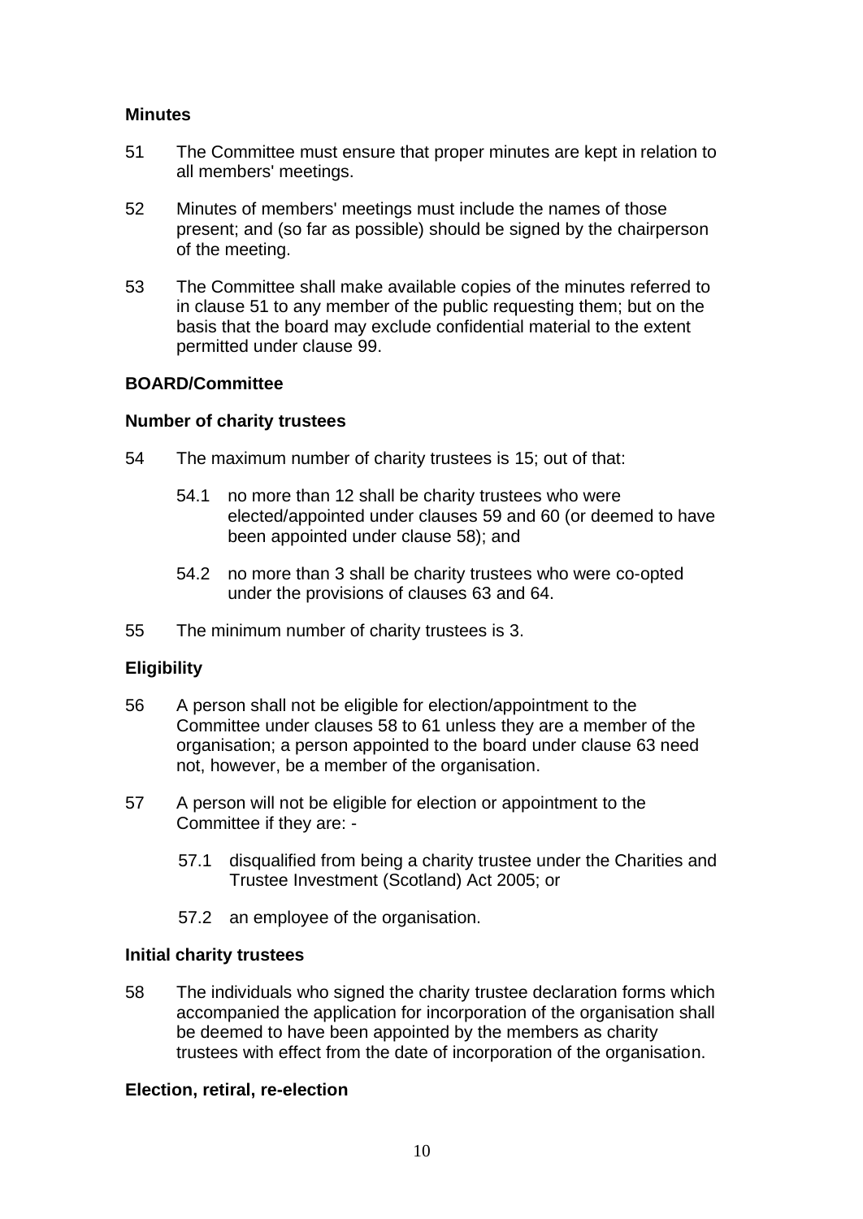**Minutes**

51 The Committee must ensure that proper minutes are kept in relation to all members' meetings.

52 Minutes of members' meetings must include the names of those present; and (so far as possible) should be signed by the chairperson of the meeting.

53 The Committee shall make available copies of the minutes referred to in clause 51 to any member of the public requesting them; but on the basis that the board may exclude confidential material to the extent permitted under clause 99.

**BOARD/Committee**

**Number of charity trustees**

54 The maximum number of charity trustees is 15; out of that:

- 54.1 no more than 12 shall be charity trustees who were elected/appointed under clauses 59 and 60 (or deemed to have been appointed under clause 58); and
- 54.2 no more than 3 shall be charity trustees who were co-opted under the provisions of clauses 63 and 64.

55 The minimum number of charity trustees is 3.

**Eligibility**

56 A person shall not be eligible for election/appointment to the Committee under clauses 58 to 61 unless they are a member of the organisation; a person appointed to the board under clause 63 need not, however, be a member of the organisation.

57 A person will not be eligible for election or appointment to the Committee if they are: -

- 57.1 disqualified from being a charity trustee under the Charities and Trustee Investment (Scotland) Act 2005; or
- 57.2 an employee of the organisation.

**Initial charity trustees**

58 The individuals who signed the charity trustee declaration forms which accompanied the application for incorporation of the organisation shall be deemed to have been appointed by the members as charity trustees with effect from the date of incorporation of the organisation.

**Election, retiral, re-election**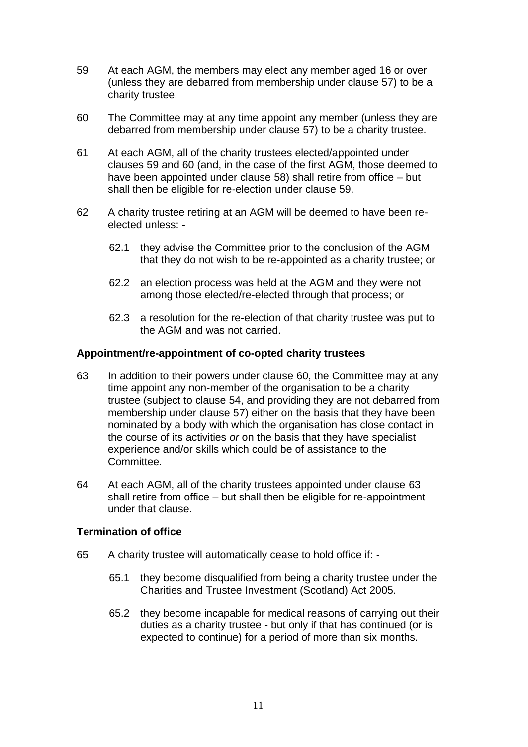59 At each AGM, the members may elect any member aged 16 or over (unless they are debarred from membership under clause 57) to be a charity trustee.

60 The Committee may at any time appoint any member (unless they are debarred from membership under clause 57) to be a charity trustee.

61 At each AGM, all of the charity trustees elected/appointed under clauses 59 and 60 (and, in the case of the first AGM, those deemed to have been appointed under clause 58) shall retire from office – but shall then be eligible for re-election under clause 59.

62 A charity trustee retiring at an AGM will be deemed to have been re-elected unless: -

62.1 they advise the Committee prior to the conclusion of the AGM that they do not wish to be re-appointed as a charity trustee; or

62.2 an election process was held at the AGM and they were not among those elected/re-elected through that process; or

62.3 a resolution for the re-election of that charity trustee was put to the AGM and was not carried.

**Appointment/re-appointment of co-opted charity trustees**

63 In addition to their powers under clause 60, the Committee may at any time appoint any non-member of the organisation to be a charity trustee (subject to clause 54, and providing they are not debarred from membership under clause 57) either on the basis that they have been nominated by a body with which the organisation has close contact in the course of its activities *or* on the basis that they have specialist experience and/or skills which could be of assistance to the Committee.

64 At each AGM, all of the charity trustees appointed under clause 63 shall retire from office – but shall then be eligible for re-appointment under that clause.

**Termination of office**

65 A charity trustee will automatically cease to hold office if: -

65.1 they become disqualified from being a charity trustee under the Charities and Trustee Investment (Scotland) Act 2005.

65.2 they become incapable for medical reasons of carrying out their duties as a charity trustee - but only if that has continued (or is expected to continue) for a period of more than six months.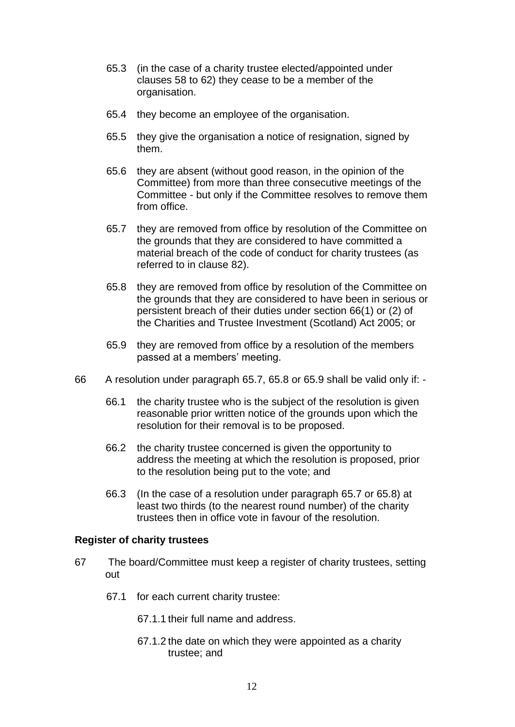65.3 (in the case of a charity trustee elected/appointed under clauses 58 to 62) they cease to be a member of the organisation.

65.4 they become an employee of the organisation.

65.5 they give the organisation a notice of resignation, signed by them.

65.6 they are absent (without good reason, in the opinion of the Committee) from more than three consecutive meetings of the Committee - but only if the Committee resolves to remove them from office.

65.7 they are removed from office by resolution of the Committee on the grounds that they are considered to have committed a material breach of the code of conduct for charity trustees (as referred to in clause 82).

65.8 they are removed from office by resolution of the Committee on the grounds that they are considered to have been in serious or persistent breach of their duties under section 66(1) or (2) of the Charities and Trustee Investment (Scotland) Act 2005; or

65.9 they are removed from office by a resolution of the members passed at a members' meeting.

66 A resolution under paragraph 65.7, 65.8 or 65.9 shall be valid only if: -

66.1 the charity trustee who is the subject of the resolution is given reasonable prior written notice of the grounds upon which the resolution for their removal is to be proposed.

66.2 the charity trustee concerned is given the opportunity to address the meeting at which the resolution is proposed, prior to the resolution being put to the vote; and

66.3 (In the case of a resolution under paragraph 65.7 or 65.8) at least two thirds (to the nearest round number) of the charity trustees then in office vote in favour of the resolution.

**Register of charity trustees**

67 The board/Committee must keep a register of charity trustees, setting out

67.1 for each current charity trustee:

67.1.1 their full name and address.

67.1.2 the date on which they were appointed as a charity trustee; and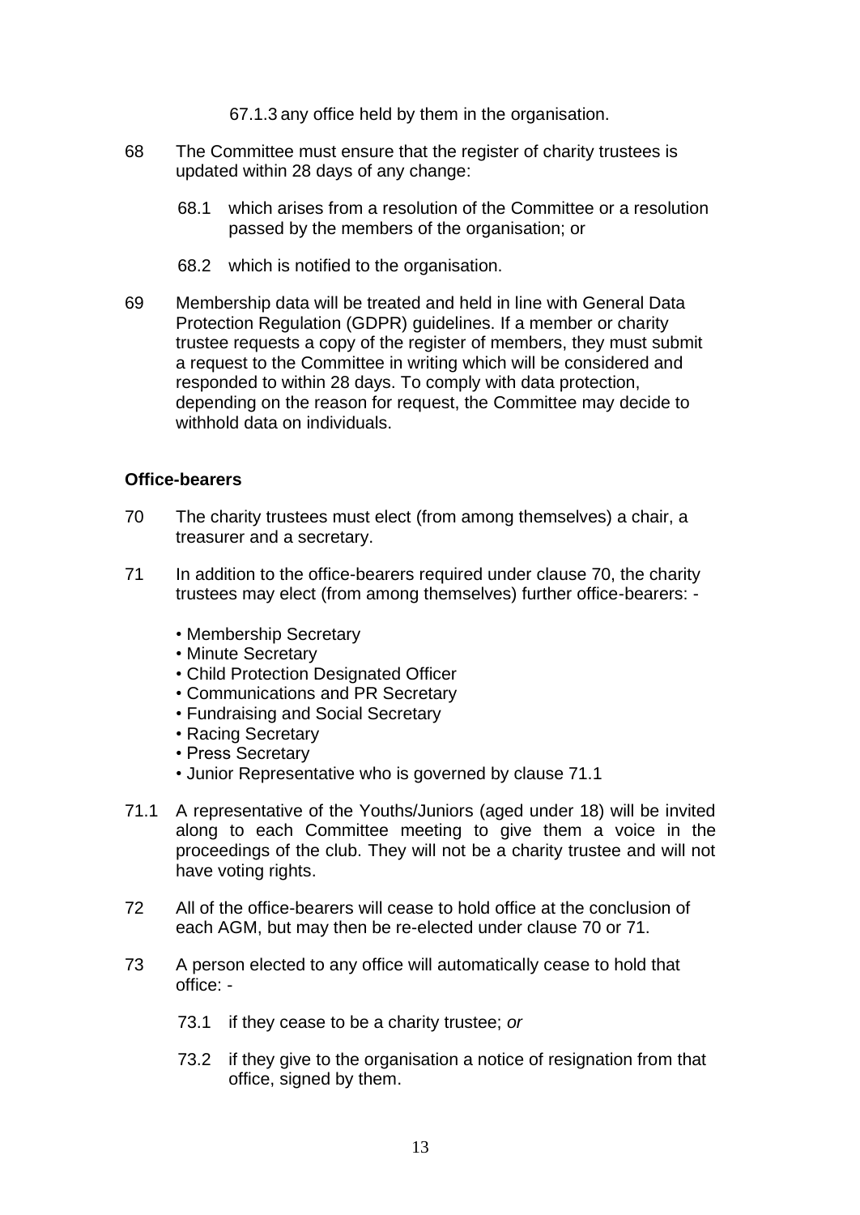67.1.3 any office held by them in the organisation.

68 The Committee must ensure that the register of charity trustees is updated within 28 days of any change:

68.1 which arises from a resolution of the Committee or a resolution passed by the members of the organisation; or

68.2 which is notified to the organisation.

69 Membership data will be treated and held in line with General Data Protection Regulation (GDPR) guidelines. If a member or charity trustee requests a copy of the register of members, they must submit a request to the Committee in writing which will be considered and responded to within 28 days. To comply with data protection, depending on the reason for request, the Committee may decide to withhold data on individuals.

**Office-bearers**

70 The charity trustees must elect (from among themselves) a chair, a treasurer and a secretary.

71 In addition to the office-bearers required under clause 70, the charity trustees may elect (from among themselves) further office-bearers: -

- Membership Secretary
- Minute Secretary
- Child Protection Designated Officer
- Communications and PR Secretary
- Fundraising and Social Secretary
- Racing Secretary
- Press Secretary
- Junior Representative who is governed by clause 71.1

71.1 A representative of the Youths/Juniors (aged under 18) will be invited along to each Committee meeting to give them a voice in the proceedings of the club. They will not be a charity trustee and will not have voting rights.

72 All of the office-bearers will cease to hold office at the conclusion of each AGM, but may then be re-elected under clause 70 or 71.

73 A person elected to any office will automatically cease to hold that office: -

73.1 if they cease to be a charity trustee; *or*

73.2 if they give to the organisation a notice of resignation from that office, signed by them.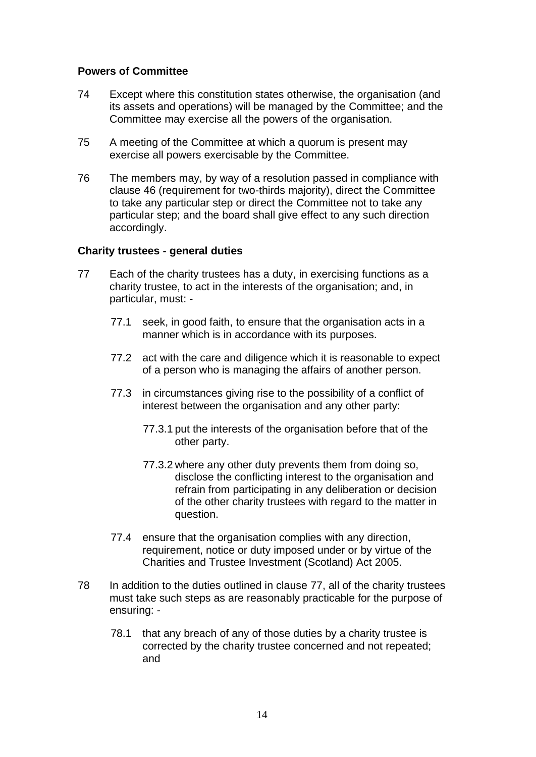**Powers of Committee**

74 Except where this constitution states otherwise, the organisation (and its assets and operations) will be managed by the Committee; and the Committee may exercise all the powers of the organisation.

75 A meeting of the Committee at which a quorum is present may exercise all powers exercisable by the Committee.

76 The members may, by way of a resolution passed in compliance with clause 46 (requirement for two-thirds majority), direct the Committee to take any particular step or direct the Committee not to take any particular step; and the board shall give effect to any such direction accordingly.

**Charity trustees - general duties**

77 Each of the charity trustees has a duty, in exercising functions as a charity trustee, to act in the interests of the organisation; and, in particular, must: -

- 77.1 seek, in good faith, to ensure that the organisation acts in a manner which is in accordance with its purposes.
- 77.2 act with the care and diligence which it is reasonable to expect of a person who is managing the affairs of another person.
- 77.3 in circumstances giving rise to the possibility of a conflict of interest between the organisation and any other party:
  - 77.3.1 put the interests of the organisation before that of the other party.
  - 77.3.2 where any other duty prevents them from doing so, disclose the conflicting interest to the organisation and refrain from participating in any deliberation or decision of the other charity trustees with regard to the matter in question.
- 77.4 ensure that the organisation complies with any direction, requirement, notice or duty imposed under or by virtue of the Charities and Trustee Investment (Scotland) Act 2005.

78 In addition to the duties outlined in clause 77, all of the charity trustees must take such steps as are reasonably practicable for the purpose of ensuring: -

- 78.1 that any breach of any of those duties by a charity trustee is corrected by the charity trustee concerned and not repeated; and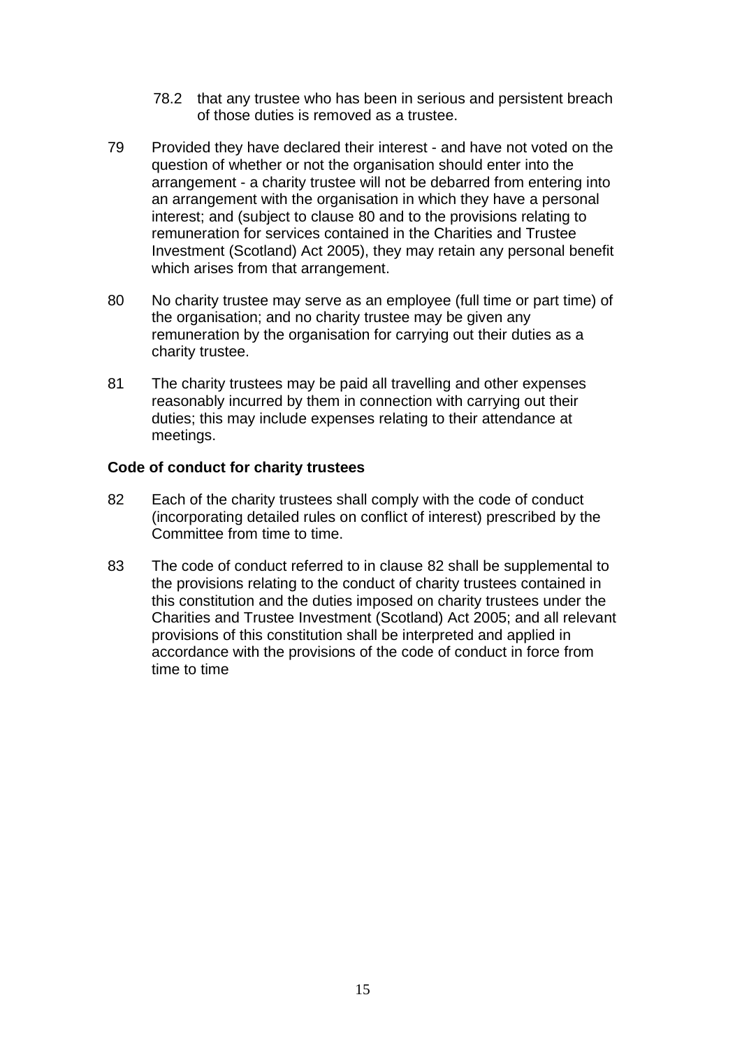78.2 that any trustee who has been in serious and persistent breach of those duties is removed as a trustee.

79 Provided they have declared their interest - and have not voted on the question of whether or not the organisation should enter into the arrangement - a charity trustee will not be debarred from entering into an arrangement with the organisation in which they have a personal interest; and (subject to clause 80 and to the provisions relating to remuneration for services contained in the Charities and Trustee Investment (Scotland) Act 2005), they may retain any personal benefit which arises from that arrangement.

80 No charity trustee may serve as an employee (full time or part time) of the organisation; and no charity trustee may be given any remuneration by the organisation for carrying out their duties as a charity trustee.

81 The charity trustees may be paid all travelling and other expenses reasonably incurred by them in connection with carrying out their duties; this may include expenses relating to their attendance at meetings.

**Code of conduct for charity trustees**

82 Each of the charity trustees shall comply with the code of conduct (incorporating detailed rules on conflict of interest) prescribed by the Committee from time to time.

83 The code of conduct referred to in clause 82 shall be supplemental to the provisions relating to the conduct of charity trustees contained in this constitution and the duties imposed on charity trustees under the Charities and Trustee Investment (Scotland) Act 2005; and all relevant provisions of this constitution shall be interpreted and applied in accordance with the provisions of the code of conduct in force from time to time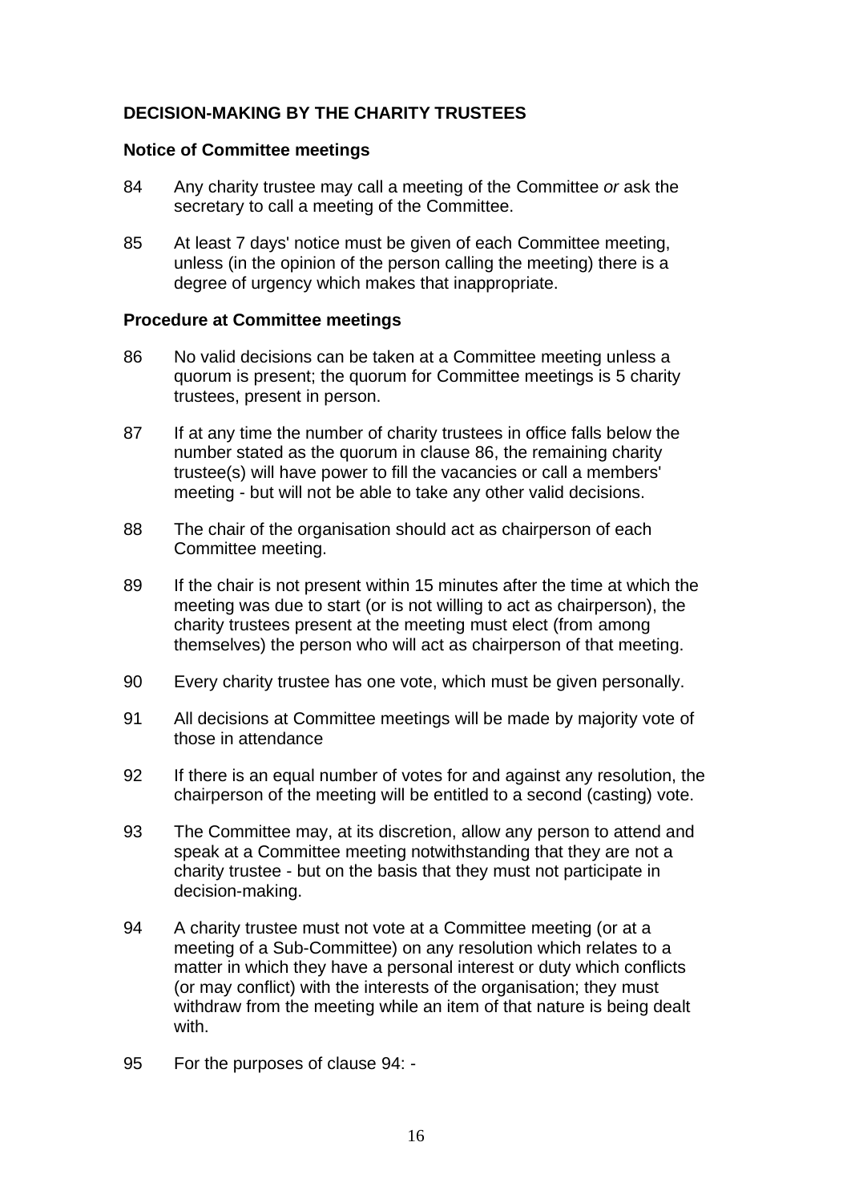## DECISION-MAKING BY THE CHARITY TRUSTEES

### Notice of Committee meetings

84 Any charity trustee may call a meeting of the Committee *or* ask the secretary to call a meeting of the Committee.

85 At least 7 days' notice must be given of each Committee meeting, unless (in the opinion of the person calling the meeting) there is a degree of urgency which makes that inappropriate.

### Procedure at Committee meetings

86 No valid decisions can be taken at a Committee meeting unless a quorum is present; the quorum for Committee meetings is 5 charity trustees, present in person.

87 If at any time the number of charity trustees in office falls below the number stated as the quorum in clause 86, the remaining charity trustee(s) will have power to fill the vacancies or call a members' meeting - but will not be able to take any other valid decisions.

88 The chair of the organisation should act as chairperson of each Committee meeting.

89 If the chair is not present within 15 minutes after the time at which the meeting was due to start (or is not willing to act as chairperson), the charity trustees present at the meeting must elect (from among themselves) the person who will act as chairperson of that meeting.

90 Every charity trustee has one vote, which must be given personally.

91 All decisions at Committee meetings will be made by majority vote of those in attendance

92 If there is an equal number of votes for and against any resolution, the chairperson of the meeting will be entitled to a second (casting) vote.

93 The Committee may, at its discretion, allow any person to attend and speak at a Committee meeting notwithstanding that they are not a charity trustee - but on the basis that they must not participate in decision-making.

94 A charity trustee must not vote at a Committee meeting (or at a meeting of a Sub-Committee) on any resolution which relates to a matter in which they have a personal interest or duty which conflicts (or may conflict) with the interests of the organisation; they must withdraw from the meeting while an item of that nature is being dealt with.

95 For the purposes of clause 94: -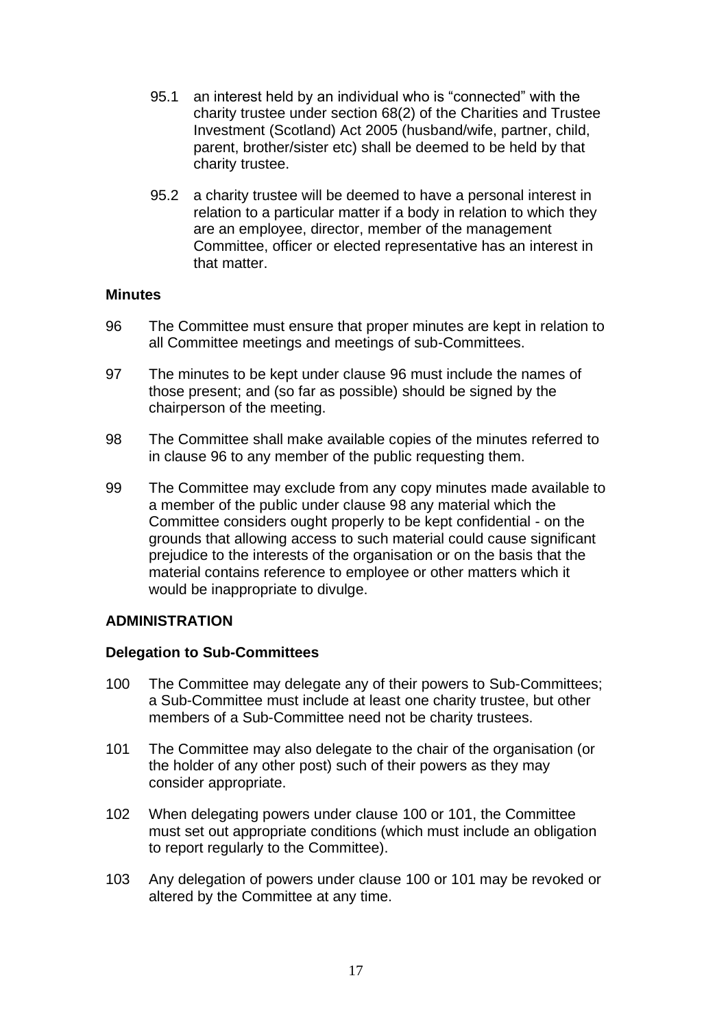95.1 an interest held by an individual who is "connected" with the charity trustee under section 68(2) of the Charities and Trustee Investment (Scotland) Act 2005 (husband/wife, partner, child, parent, brother/sister etc) shall be deemed to be held by that charity trustee.

95.2 a charity trustee will be deemed to have a personal interest in relation to a particular matter if a body in relation to which they are an employee, director, member of the management Committee, officer or elected representative has an interest in that matter.

**Minutes**

96 The Committee must ensure that proper minutes are kept in relation to all Committee meetings and meetings of sub-Committees.

97 The minutes to be kept under clause 96 must include the names of those present; and (so far as possible) should be signed by the chairperson of the meeting.

98 The Committee shall make available copies of the minutes referred to in clause 96 to any member of the public requesting them.

99 The Committee may exclude from any copy minutes made available to a member of the public under clause 98 any material which the Committee considers ought properly to be kept confidential - on the grounds that allowing access to such material could cause significant prejudice to the interests of the organisation or on the basis that the material contains reference to employee or other matters which it would be inappropriate to divulge.

**ADMINISTRATION**

**Delegation to Sub-Committees**

100 The Committee may delegate any of their powers to Sub-Committees; a Sub-Committee must include at least one charity trustee, but other members of a Sub-Committee need not be charity trustees.

101 The Committee may also delegate to the chair of the organisation (or the holder of any other post) such of their powers as they may consider appropriate.

102 When delegating powers under clause 100 or 101, the Committee must set out appropriate conditions (which must include an obligation to report regularly to the Committee).

103 Any delegation of powers under clause 100 or 101 may be revoked or altered by the Committee at any time.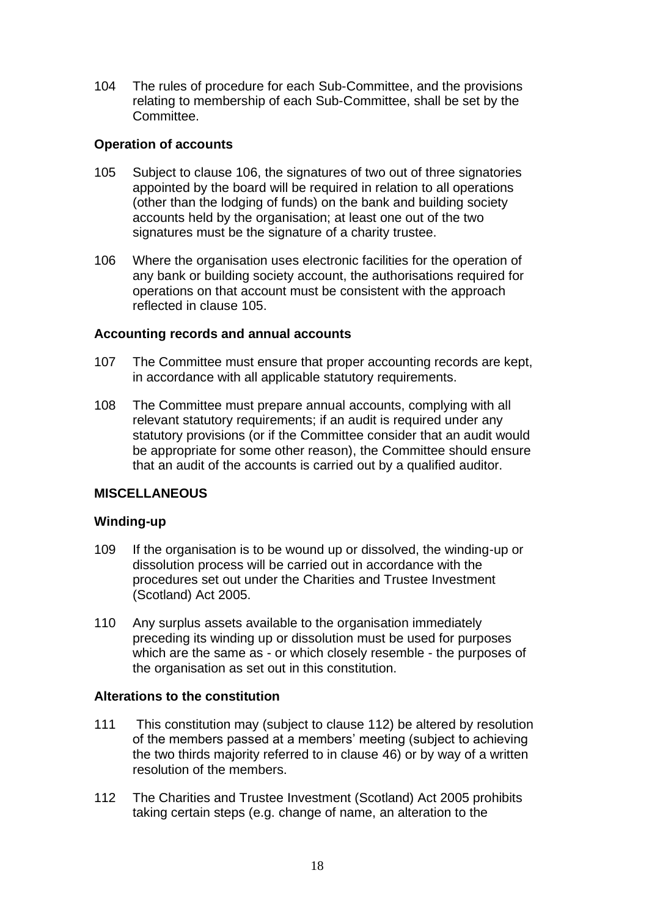104 The rules of procedure for each Sub-Committee, and the provisions relating to membership of each Sub-Committee, shall be set by the Committee.

**Operation of accounts**

105 Subject to clause 106, the signatures of two out of three signatories appointed by the board will be required in relation to all operations (other than the lodging of funds) on the bank and building society accounts held by the organisation; at least one out of the two signatures must be the signature of a charity trustee.

106 Where the organisation uses electronic facilities for the operation of any bank or building society account, the authorisations required for operations on that account must be consistent with the approach reflected in clause 105.

**Accounting records and annual accounts**

107 The Committee must ensure that proper accounting records are kept, in accordance with all applicable statutory requirements.

108 The Committee must prepare annual accounts, complying with all relevant statutory requirements; if an audit is required under any statutory provisions (or if the Committee consider that an audit would be appropriate for some other reason), the Committee should ensure that an audit of the accounts is carried out by a qualified auditor.

## MISCELLANEOUS

**Winding-up**

109 If the organisation is to be wound up or dissolved, the winding-up or dissolution process will be carried out in accordance with the procedures set out under the Charities and Trustee Investment (Scotland) Act 2005.

110 Any surplus assets available to the organisation immediately preceding its winding up or dissolution must be used for purposes which are the same as - or which closely resemble - the purposes of the organisation as set out in this constitution.

**Alterations to the constitution**

111 This constitution may (subject to clause 112) be altered by resolution of the members passed at a members' meeting (subject to achieving the two thirds majority referred to in clause 46) or by way of a written resolution of the members.

112 The Charities and Trustee Investment (Scotland) Act 2005 prohibits taking certain steps (e.g. change of name, an alteration to the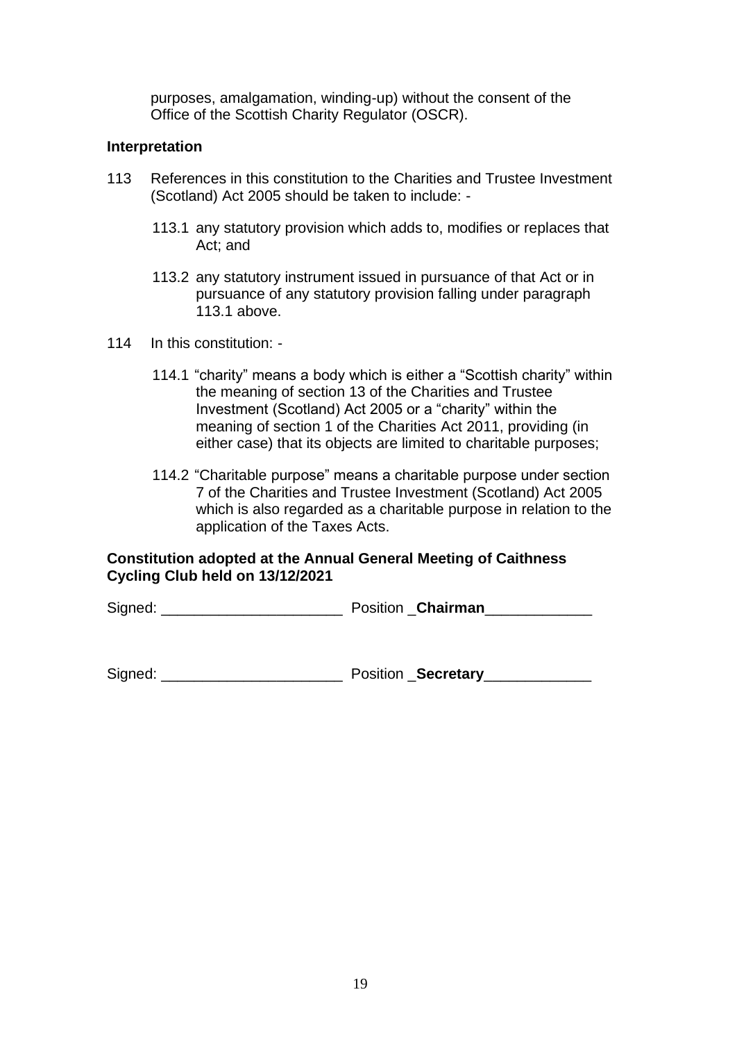purposes, amalgamation, winding-up) without the consent of the Office of the Scottish Charity Regulator (OSCR).

**Interpretation**

113 References in this constitution to the Charities and Trustee Investment (Scotland) Act 2005 should be taken to include: -

113.1 any statutory provision which adds to, modifies or replaces that Act; and

113.2 any statutory instrument issued in pursuance of that Act or in pursuance of any statutory provision falling under paragraph 113.1 above.

114 In this constitution: -

114.1 "charity" means a body which is either a "Scottish charity" within the meaning of section 13 of the Charities and Trustee Investment (Scotland) Act 2005 or a "charity" within the meaning of section 1 of the Charities Act 2011, providing (in either case) that its objects are limited to charitable purposes;

114.2 "Charitable purpose" means a charitable purpose under section 7 of the Charities and Trustee Investment (Scotland) Act 2005 which is also regarded as a charitable purpose in relation to the application of the Taxes Acts.

**Constitution adopted at the Annual General Meeting of Caithness Cycling Club held on 13/12/2021**

Signed: ______________________ Position _**Chairman**_____________

Signed: ______________________ Position _**Secretary**_____________